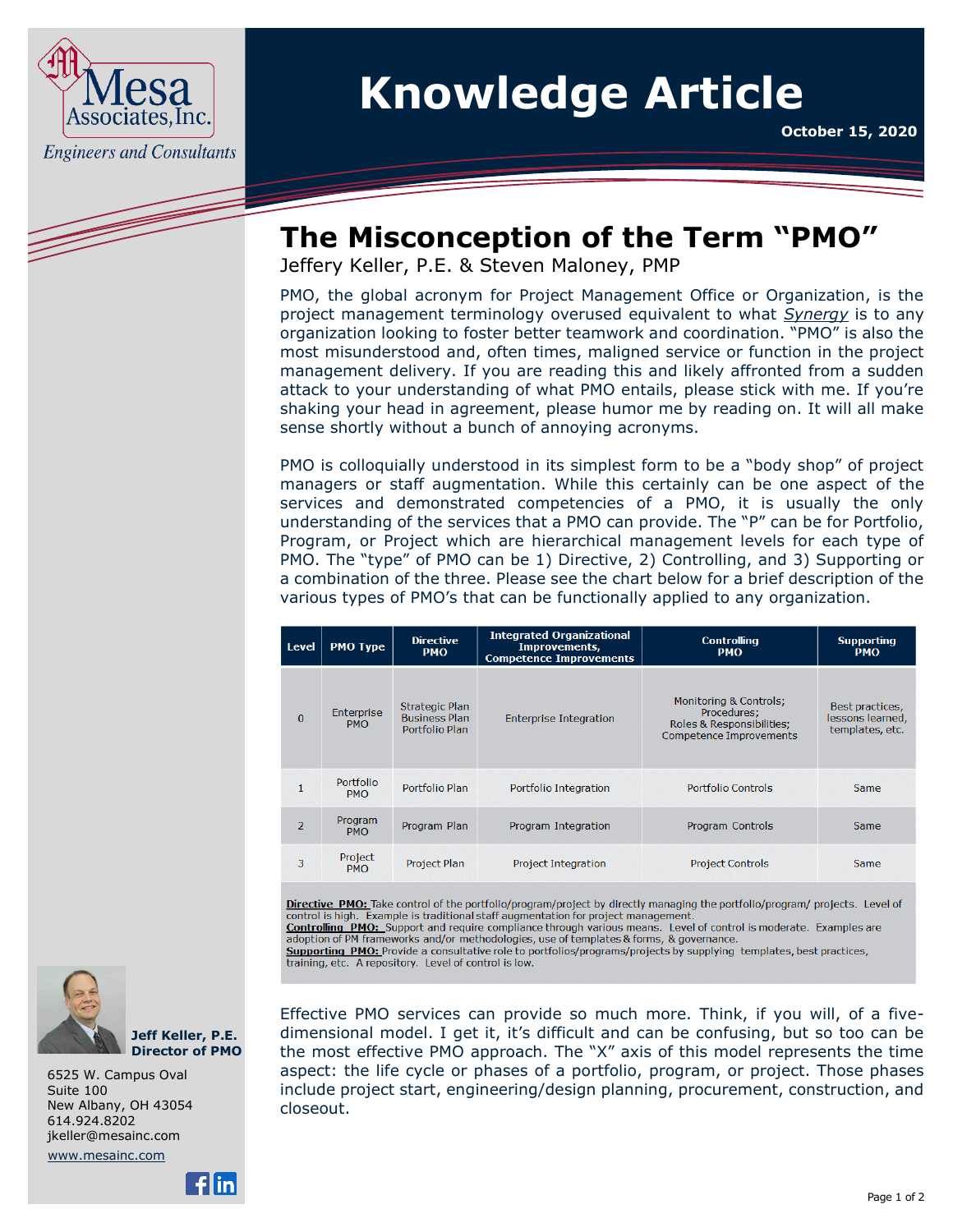Mesa Associates, Inc.
*Engineers and Consultants*

# Knowledge Article

**October 15, 2020**

## The Misconception of the Term "PMO"

Jeffery Keller, P.E. & Steven Maloney, PMP

PMO, the global acronym for Project Management Office or Organization, is the project management terminology overused equivalent to what *Synergy* is to any organization looking to foster better teamwork and coordination. "PMO" is also the most misunderstood and, often times, maligned service or function in the project management delivery. If you are reading this and likely affronted from a sudden attack to your understanding of what PMO entails, please stick with me. If you're shaking your head in agreement, please humor me by reading on. It will all make sense shortly without a bunch of annoying acronyms.

PMO is colloquially understood in its simplest form to be a "body shop" of project managers or staff augmentation. While this certainly can be one aspect of the services and demonstrated competencies of a PMO, it is usually the only understanding of the services that a PMO can provide. The "P" can be for Portfolio, Program, or Project which are hierarchical management levels for each type of PMO. The "type" of PMO can be 1) Directive, 2) Controlling, and 3) Supporting or a combination of the three. Please see the chart below for a brief description of the various types of PMO's that can be functionally applied to any organization.

| Level | PMO Type | Directive PMO | Integrated Organizational Improvements, Competence Improvements | Controlling PMO | Supporting PMO |
|---|---|---|---|---|---|
| 0 | Enterprise PMO | Strategic Plan Business Plan Portfolio Plan | Enterprise Integration | Monitoring & Controls; Procedures; Roles & Responsibilities; Competence Improvements | Best practices, lessons learned, templates, etc. |
| 1 | Portfolio PMO | Portfolio Plan | Portfolio Integration | Portfolio Controls | Same |
| 2 | Program PMO | Program Plan | Program Integration | Program Controls | Same |
| 3 | Project PMO | Project Plan | Project Integration | Project Controls | Same |

**Directive PMO:** Take control of the portfolio/program/project by directly managing the portfolio/program/ projects. Level of control is high. Example is traditional staff augmentation for project management.
**Controlling PMO:** Support and require compliance through various means. Level of control is moderate. Examples are adoption of PM frameworks and/or methodologies, use of templates & forms, & governance.
**Supporting PMO:** Provide a consultative role to portfolios/programs/projects by supplying templates, best practices, training, etc. A repository. Level of control is low.

Effective PMO services can provide so much more. Think, if you will, of a five-dimensional model. I get it, it's difficult and can be confusing, but so too can be the most effective PMO approach. The "X" axis of this model represents the time aspect: the life cycle or phases of a portfolio, program, or project. Those phases include project start, engineering/design planning, procurement, construction, and closeout.

**Jeff Keller, P.E.**
**Director of PMO**

6525 W. Campus Oval
Suite 100
New Albany, OH 43054
614.924.8202
jkeller@mesainc.com
www.mesainc.com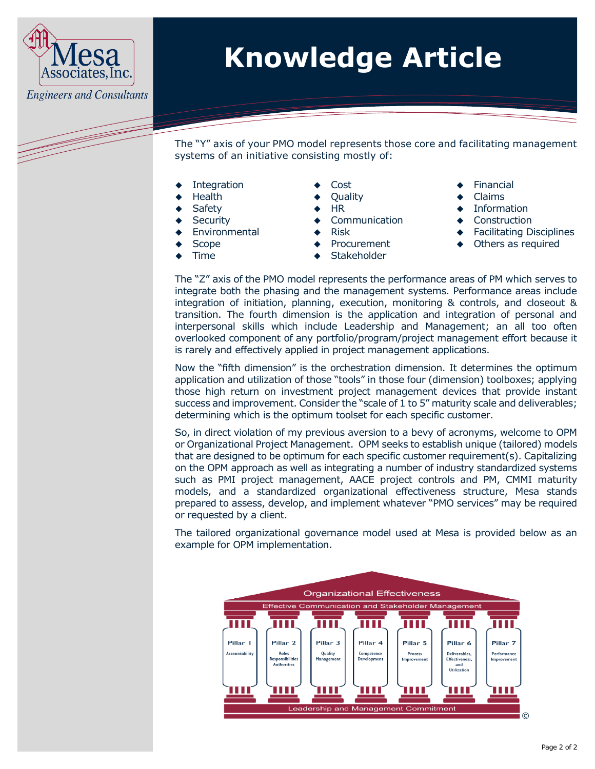# Knowledge Article

The "Y" axis of your PMO model represents those core and facilitating management systems of an initiative consisting mostly of:

- Integration
- Health
- Safety
- Security
- Environmental
- Scope
- Time
- Cost
- Quality
- HR
- Communication
- Risk
- Procurement
- Stakeholder
- Financial
- Claims
- Information
- Construction
- Facilitating Disciplines
- Others as required

The "Z" axis of the PMO model represents the performance areas of PM which serves to integrate both the phasing and the management systems. Performance areas include integration of initiation, planning, execution, monitoring & controls, and closeout & transition. The fourth dimension is the application and integration of personal and interpersonal skills which include Leadership and Management; an all too often overlooked component of any portfolio/program/project management effort because it is rarely and effectively applied in project management applications.

Now the "fifth dimension" is the orchestration dimension. It determines the optimum application and utilization of those "tools" in those four (dimension) toolboxes; applying those high return on investment project management devices that provide instant success and improvement. Consider the "scale of 1 to 5" maturity scale and deliverables; determining which is the optimum toolset for each specific customer.

So, in direct violation of my previous aversion to a bevy of acronyms, welcome to OPM or Organizational Project Management. OPM seeks to establish unique (tailored) models that are designed to be optimum for each specific customer requirement(s). Capitalizing on the OPM approach as well as integrating a number of industry standardized systems such as PMI project management, AACE project controls and PM, CMMI maturity models, and a standardized organizational effectiveness structure, Mesa stands prepared to assess, develop, and implement whatever "PMO services" may be required or requested by a client.

The tailored organizational governance model used at Mesa is provided below as an example for OPM implementation.

Organizational Effectiveness

Effective Communication and Stakeholder Management

Pillar 1
Accountability

Pillar 2
Roles Responsibilities Authorities

Pillar 3
Quality Management

Pillar 4
Competence Development

Pillar 5
Process Improvement

Pillar 6
Deliverables, Effectiveness, and Utilization

Pillar 7
Performance Improvement

Leadership and Management Commitment

©